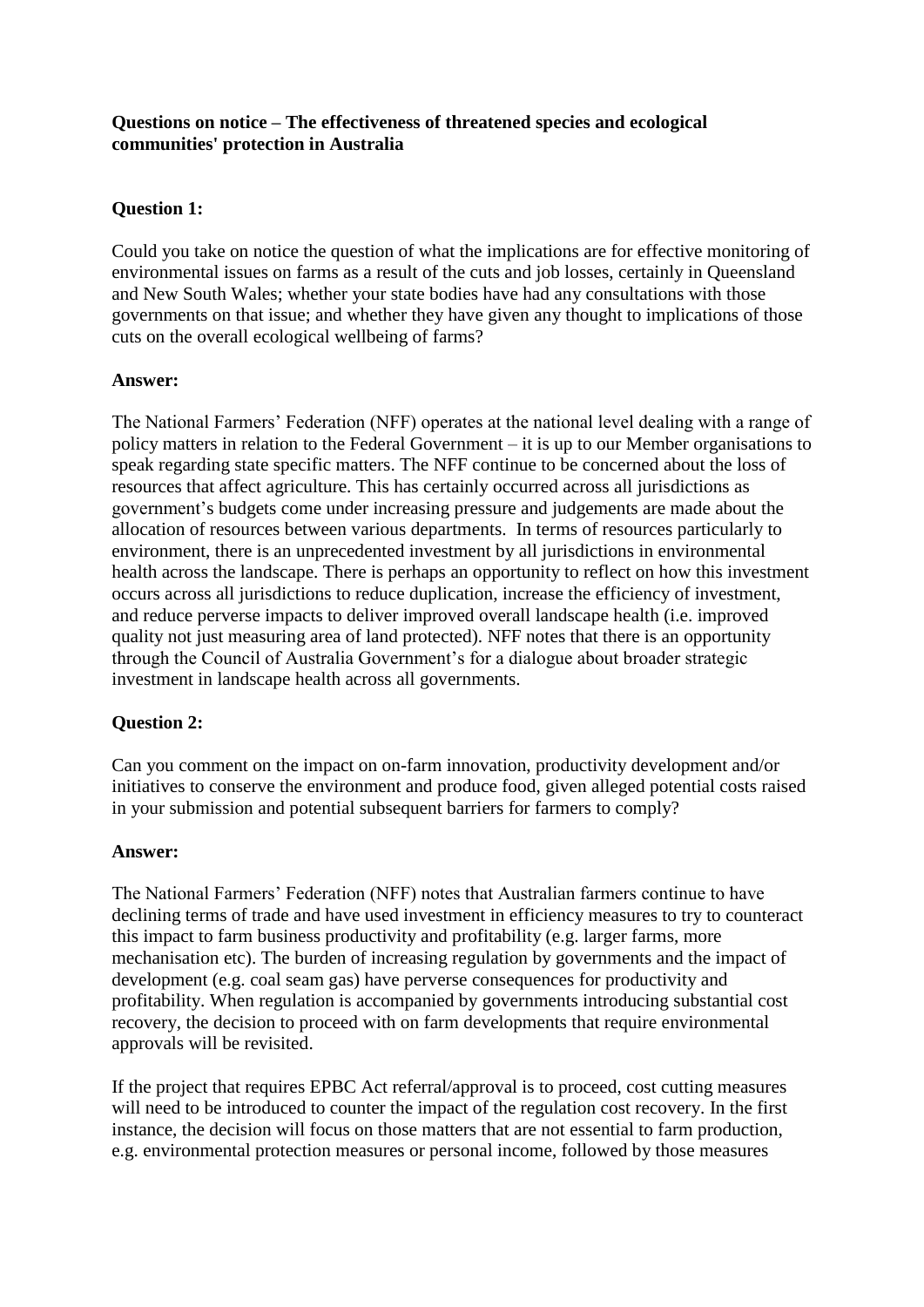**Questions on notice – The effectiveness of threatened species and ecological communities' protection in Australia**

**Question 1:**

Could you take on notice the question of what the implications are for effective monitoring of environmental issues on farms as a result of the cuts and job losses, certainly in Queensland and New South Wales; whether your state bodies have had any consultations with those governments on that issue; and whether they have given any thought to implications of those cuts on the overall ecological wellbeing of farms?

**Answer:**

The National Farmers' Federation (NFF) operates at the national level dealing with a range of policy matters in relation to the Federal Government – it is up to our Member organisations to speak regarding state specific matters. The NFF continue to be concerned about the loss of resources that affect agriculture. This has certainly occurred across all jurisdictions as government's budgets come under increasing pressure and judgements are made about the allocation of resources between various departments. In terms of resources particularly to environment, there is an unprecedented investment by all jurisdictions in environmental health across the landscape. There is perhaps an opportunity to reflect on how this investment occurs across all jurisdictions to reduce duplication, increase the efficiency of investment, and reduce perverse impacts to deliver improved overall landscape health (i.e. improved quality not just measuring area of land protected). NFF notes that there is an opportunity through the Council of Australia Government's for a dialogue about broader strategic investment in landscape health across all governments.

**Question 2:**

Can you comment on the impact on on-farm innovation, productivity development and/or initiatives to conserve the environment and produce food, given alleged potential costs raised in your submission and potential subsequent barriers for farmers to comply?

**Answer:**

The National Farmers' Federation (NFF) notes that Australian farmers continue to have declining terms of trade and have used investment in efficiency measures to try to counteract this impact to farm business productivity and profitability (e.g. larger farms, more mechanisation etc). The burden of increasing regulation by governments and the impact of development (e.g. coal seam gas) have perverse consequences for productivity and profitability. When regulation is accompanied by governments introducing substantial cost recovery, the decision to proceed with on farm developments that require environmental approvals will be revisited.

If the project that requires EPBC Act referral/approval is to proceed, cost cutting measures will need to be introduced to counter the impact of the regulation cost recovery. In the first instance, the decision will focus on those matters that are not essential to farm production, e.g. environmental protection measures or personal income, followed by those measures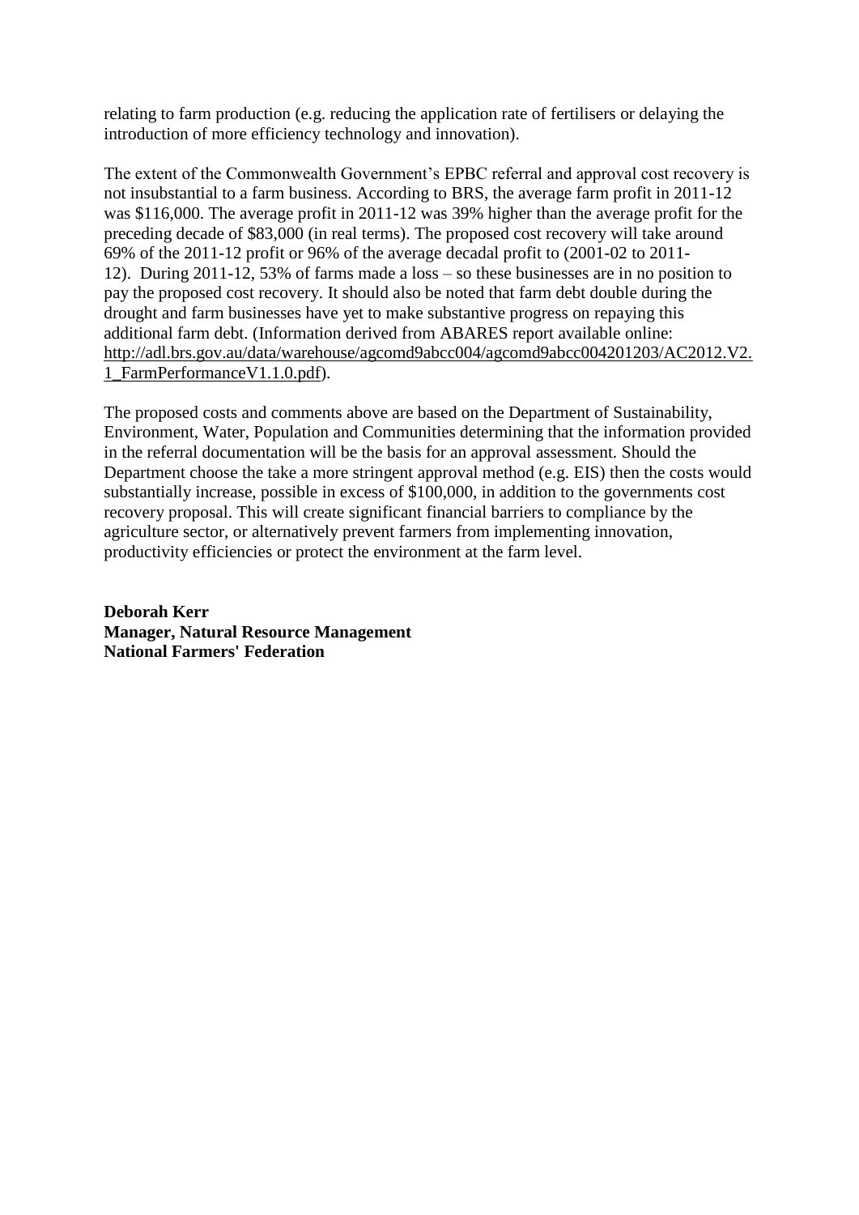relating to farm production (e.g. reducing the application rate of fertilisers or delaying the introduction of more efficiency technology and innovation).

The extent of the Commonwealth Government's EPBC referral and approval cost recovery is not insubstantial to a farm business. According to BRS, the average farm profit in 2011-12 was $116,000. The average profit in 2011-12 was 39% higher than the average profit for the preceding decade of $83,000 (in real terms). The proposed cost recovery will take around 69% of the 2011-12 profit or 96% of the average decadal profit to (2001-02 to 2011-12). During 2011-12, 53% of farms made a loss – so these businesses are in no position to pay the proposed cost recovery. It should also be noted that farm debt double during the drought and farm businesses have yet to make substantive progress on repaying this additional farm debt. (Information derived from ABARES report available online: http://adl.brs.gov.au/data/warehouse/agcomd9abcc004/agcomd9abcc004201203/AC2012.V2.1_FarmPerformanceV1.1.0.pdf).

The proposed costs and comments above are based on the Department of Sustainability, Environment, Water, Population and Communities determining that the information provided in the referral documentation will be the basis for an approval assessment. Should the Department choose the take a more stringent approval method (e.g. EIS) then the costs would substantially increase, possible in excess of $100,000, in addition to the governments cost recovery proposal. This will create significant financial barriers to compliance by the agriculture sector, or alternatively prevent farmers from implementing innovation, productivity efficiencies or protect the environment at the farm level.

**Deborah Kerr**
**Manager, Natural Resource Management**
**National Farmers' Federation**